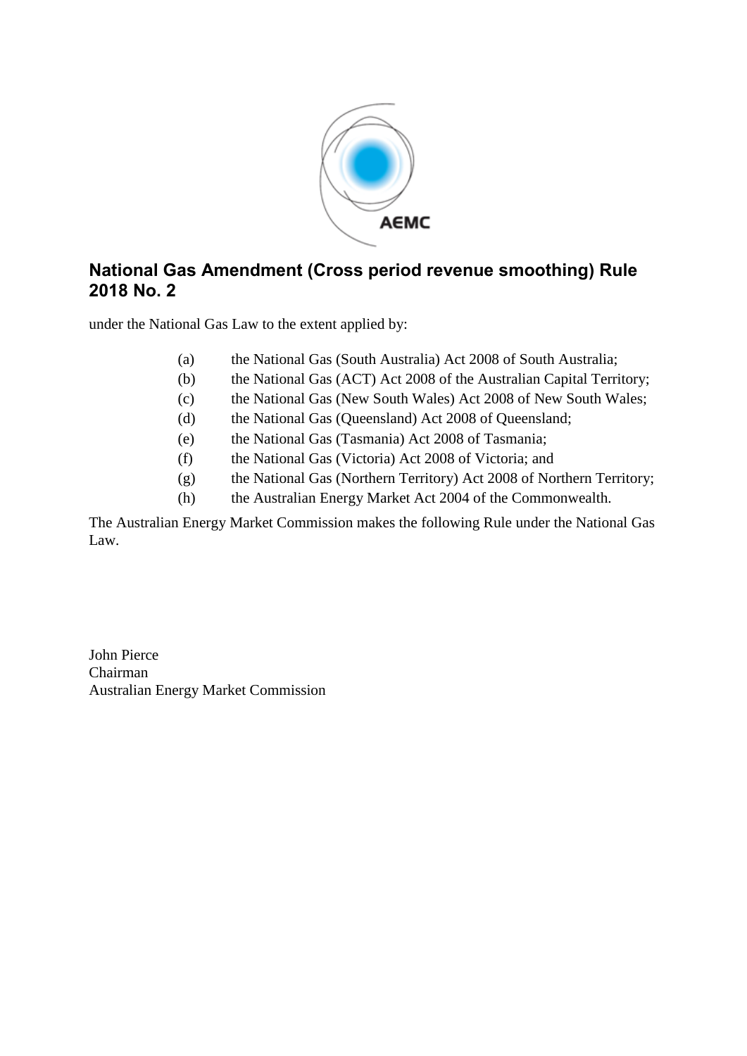# National Gas Amendment (Cross period revenue smoothing) Rule 2018 No. 2

under the National Gas Law to the extent applied by:

(a) the National Gas (South Australia) Act 2008 of South Australia;
(b) the National Gas (ACT) Act 2008 of the Australian Capital Territory;
(c) the National Gas (New South Wales) Act 2008 of New South Wales;
(d) the National Gas (Queensland) Act 2008 of Queensland;
(e) the National Gas (Tasmania) Act 2008 of Tasmania;
(f) the National Gas (Victoria) Act 2008 of Victoria; and
(g) the National Gas (Northern Territory) Act 2008 of Northern Territory;
(h) the Australian Energy Market Act 2004 of the Commonwealth.

The Australian Energy Market Commission makes the following Rule under the National Gas Law.

John Pierce
Chairman
Australian Energy Market Commission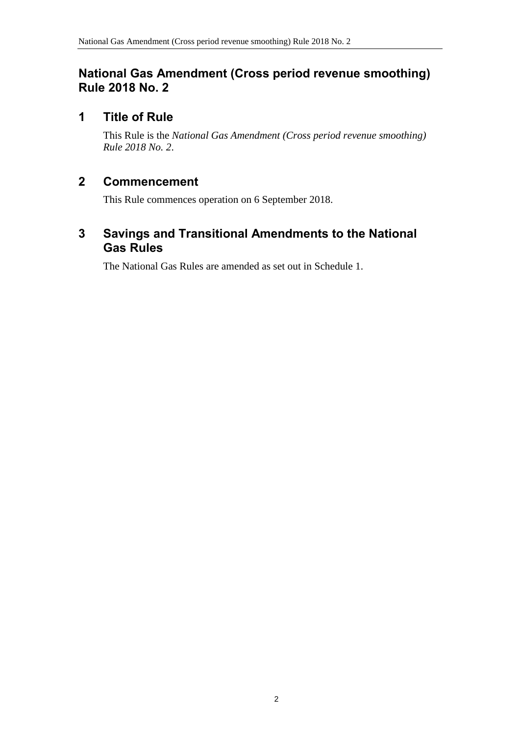# National Gas Amendment (Cross period revenue smoothing) Rule 2018 No. 2

## 1 Title of Rule

This Rule is the *National Gas Amendment (Cross period revenue smoothing) Rule 2018 No. 2*.

## 2 Commencement

This Rule commences operation on 6 September 2018.

## 3 Savings and Transitional Amendments to the National Gas Rules

The National Gas Rules are amended as set out in Schedule 1.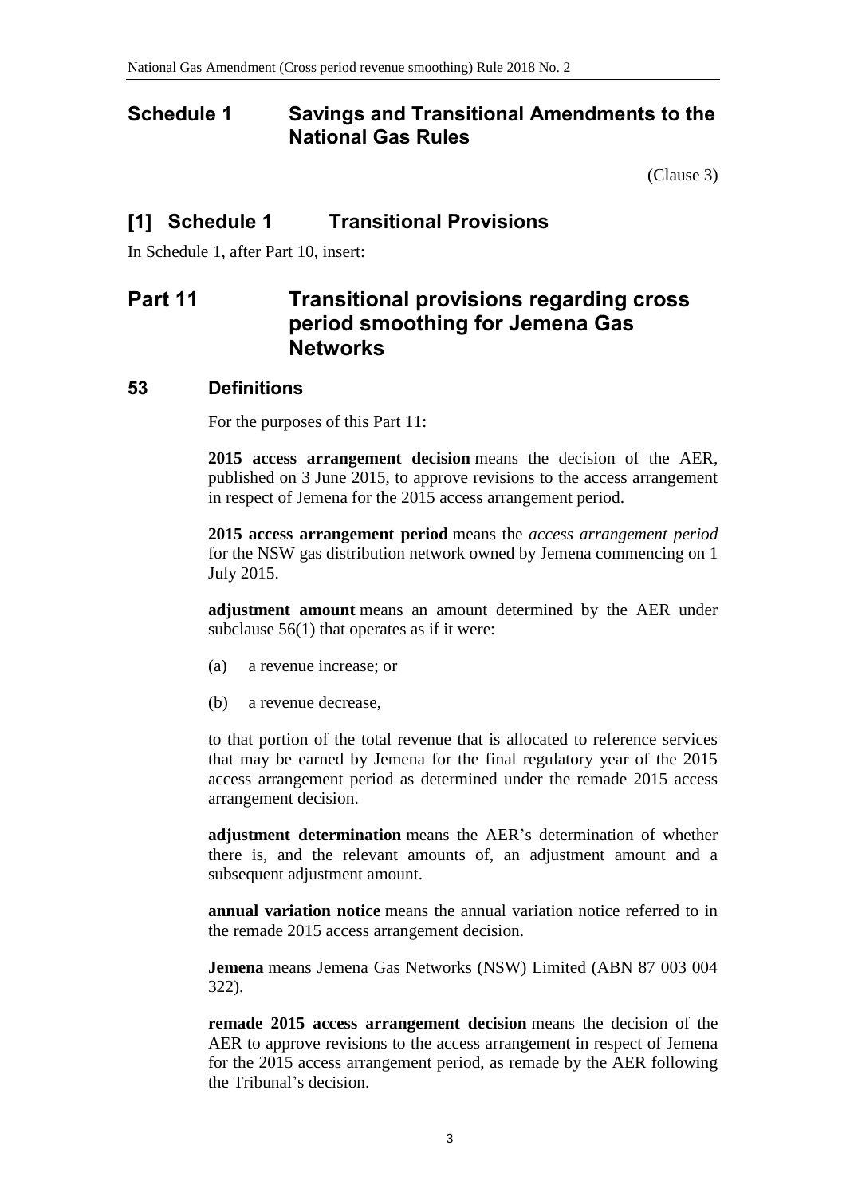# Schedule 1 Savings and Transitional Amendments to the National Gas Rules

(Clause 3)

## [1] Schedule 1 Transitional Provisions

In Schedule 1, after Part 10, insert:

# Part 11 Transitional provisions regarding cross period smoothing for Jemena Gas Networks

## 53 Definitions

For the purposes of this Part 11:

**2015 access arrangement decision** means the decision of the AER, published on 3 June 2015, to approve revisions to the access arrangement in respect of Jemena for the 2015 access arrangement period.

**2015 access arrangement period** means the *access arrangement period* for the NSW gas distribution network owned by Jemena commencing on 1 July 2015.

**adjustment amount** means an amount determined by the AER under subclause 56(1) that operates as if it were:

(a) a revenue increase; or

(b) a revenue decrease,

to that portion of the total revenue that is allocated to reference services that may be earned by Jemena for the final regulatory year of the 2015 access arrangement period as determined under the remade 2015 access arrangement decision.

**adjustment determination** means the AER's determination of whether there is, and the relevant amounts of, an adjustment amount and a subsequent adjustment amount.

**annual variation notice** means the annual variation notice referred to in the remade 2015 access arrangement decision.

**Jemena** means Jemena Gas Networks (NSW) Limited (ABN 87 003 004 322).

**remade 2015 access arrangement decision** means the decision of the AER to approve revisions to the access arrangement in respect of Jemena for the 2015 access arrangement period, as remade by the AER following the Tribunal's decision.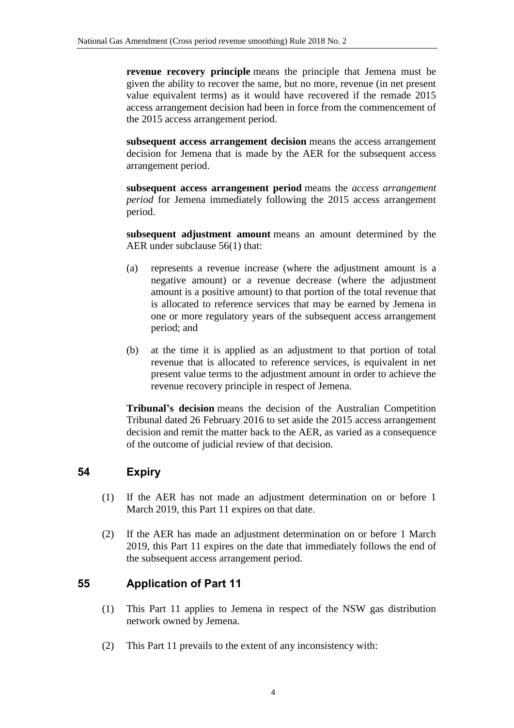**revenue recovery principle** means the principle that Jemena must be given the ability to recover the same, but no more, revenue (in net present value equivalent terms) as it would have recovered if the remade 2015 access arrangement decision had been in force from the commencement of the 2015 access arrangement period.

**subsequent access arrangement decision** means the access arrangement decision for Jemena that is made by the AER for the subsequent access arrangement period.

**subsequent access arrangement period** means the *access arrangement period* for Jemena immediately following the 2015 access arrangement period.

**subsequent adjustment amount** means an amount determined by the AER under subclause 56(1) that:

(a) represents a revenue increase (where the adjustment amount is a negative amount) or a revenue decrease (where the adjustment amount is a positive amount) to that portion of the total revenue that is allocated to reference services that may be earned by Jemena in one or more regulatory years of the subsequent access arrangement period; and

(b) at the time it is applied as an adjustment to that portion of total revenue that is allocated to reference services, is equivalent in net present value terms to the adjustment amount in order to achieve the revenue recovery principle in respect of Jemena.

**Tribunal's decision** means the decision of the Australian Competition Tribunal dated 26 February 2016 to set aside the 2015 access arrangement decision and remit the matter back to the AER, as varied as a consequence of the outcome of judicial review of that decision.

## 54 Expiry

(1) If the AER has not made an adjustment determination on or before 1 March 2019, this Part 11 expires on that date.

(2) If the AER has made an adjustment determination on or before 1 March 2019, this Part 11 expires on the date that immediately follows the end of the subsequent access arrangement period.

## 55 Application of Part 11

(1) This Part 11 applies to Jemena in respect of the NSW gas distribution network owned by Jemena.

(2) This Part 11 prevails to the extent of any inconsistency with: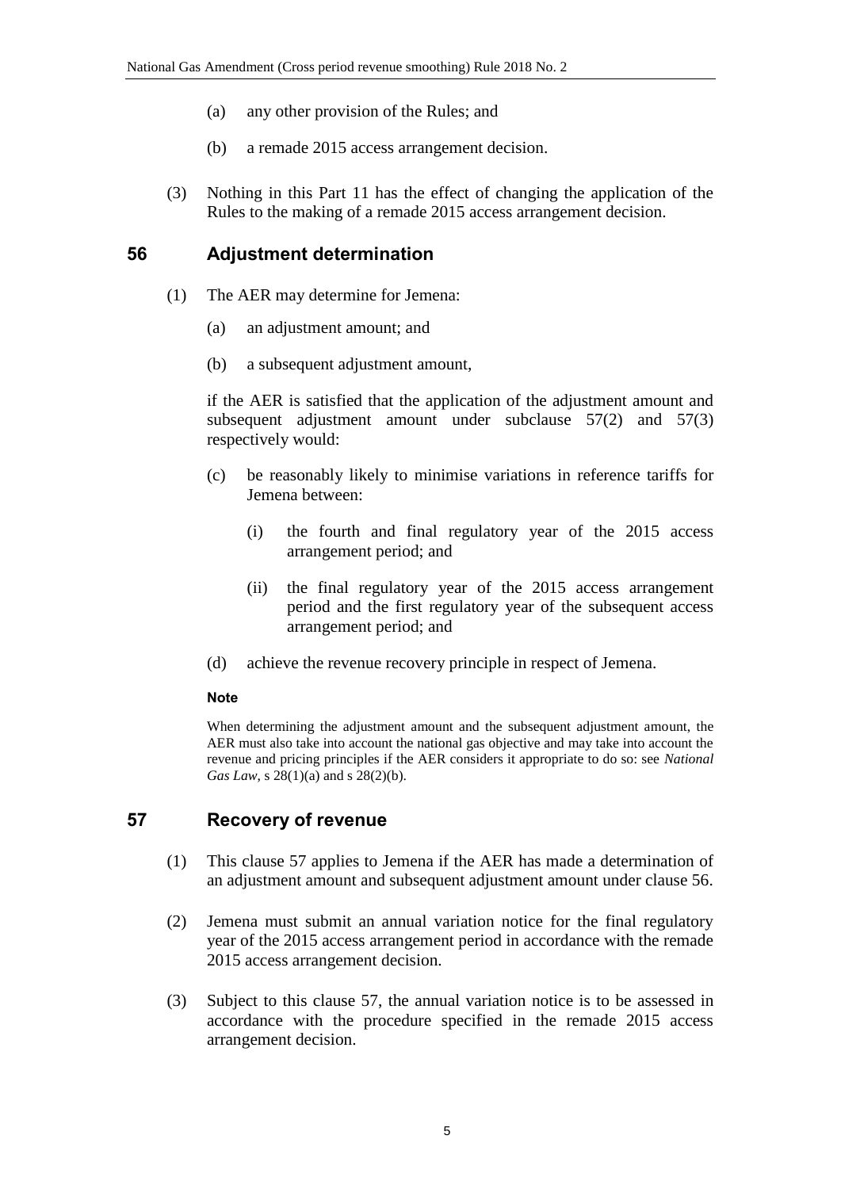(a) any other provision of the Rules; and

(b) a remade 2015 access arrangement decision.

(3) Nothing in this Part 11 has the effect of changing the application of the Rules to the making of a remade 2015 access arrangement decision.

## 56 Adjustment determination

(1) The AER may determine for Jemena:

(a) an adjustment amount; and

(b) a subsequent adjustment amount,

if the AER is satisfied that the application of the adjustment amount and subsequent adjustment amount under subclause 57(2) and 57(3) respectively would:

(c) be reasonably likely to minimise variations in reference tariffs for Jemena between:

(i) the fourth and final regulatory year of the 2015 access arrangement period; and

(ii) the final regulatory year of the 2015 access arrangement period and the first regulatory year of the subsequent access arrangement period; and

(d) achieve the revenue recovery principle in respect of Jemena.

**Note**

When determining the adjustment amount and the subsequent adjustment amount, the AER must also take into account the national gas objective and may take into account the revenue and pricing principles if the AER considers it appropriate to do so: see *National Gas Law*, s 28(1)(a) and s 28(2)(b).

## 57 Recovery of revenue

(1) This clause 57 applies to Jemena if the AER has made a determination of an adjustment amount and subsequent adjustment amount under clause 56.

(2) Jemena must submit an annual variation notice for the final regulatory year of the 2015 access arrangement period in accordance with the remade 2015 access arrangement decision.

(3) Subject to this clause 57, the annual variation notice is to be assessed in accordance with the procedure specified in the remade 2015 access arrangement decision.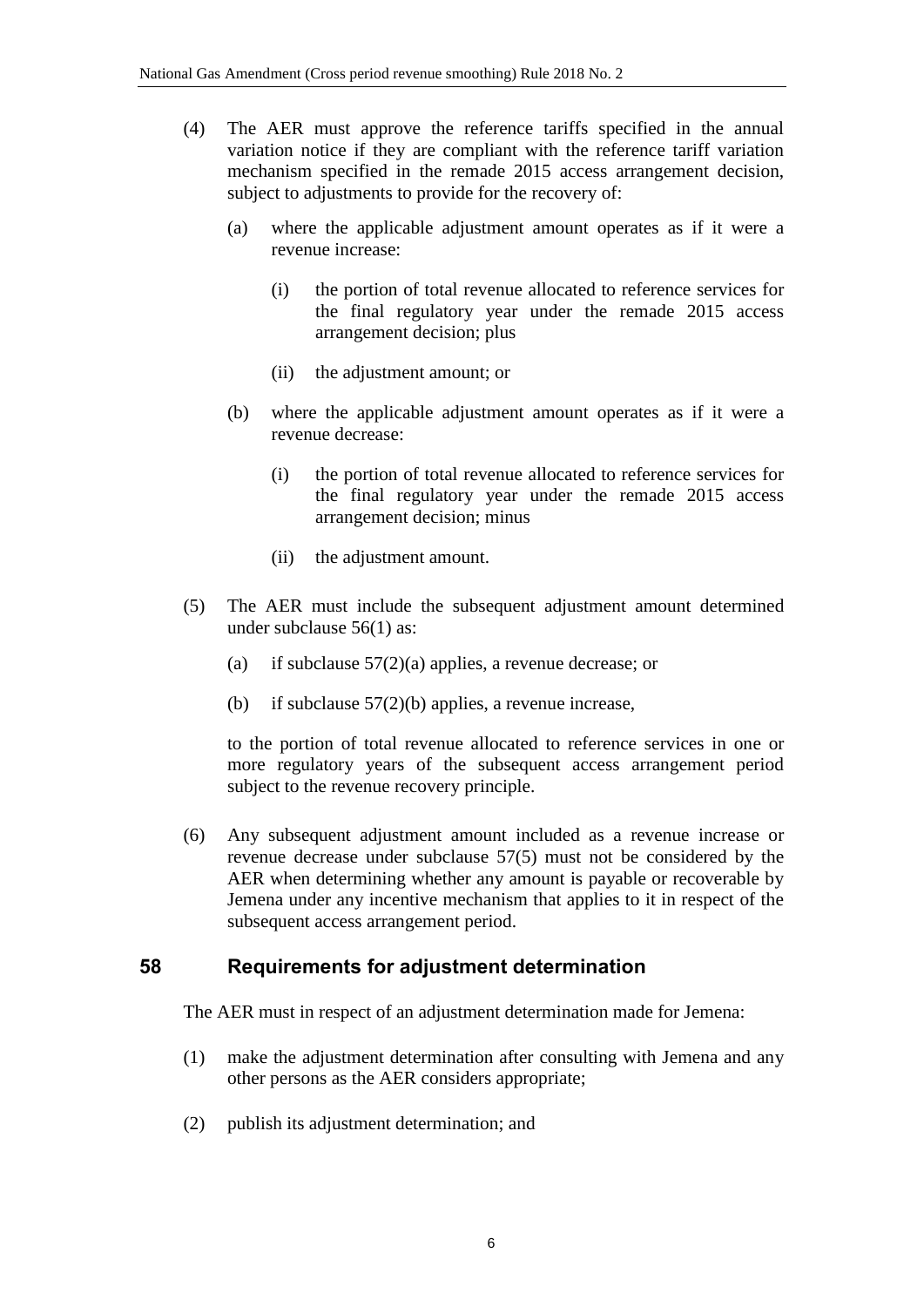(4) The AER must approve the reference tariffs specified in the annual variation notice if they are compliant with the reference tariff variation mechanism specified in the remade 2015 access arrangement decision, subject to adjustments to provide for the recovery of:

   (a) where the applicable adjustment amount operates as if it were a revenue increase:

      (i) the portion of total revenue allocated to reference services for the final regulatory year under the remade 2015 access arrangement decision; plus

      (ii) the adjustment amount; or

   (b) where the applicable adjustment amount operates as if it were a revenue decrease:

      (i) the portion of total revenue allocated to reference services for the final regulatory year under the remade 2015 access arrangement decision; minus

      (ii) the adjustment amount.

(5) The AER must include the subsequent adjustment amount determined under subclause 56(1) as:

   (a) if subclause 57(2)(a) applies, a revenue decrease; or

   (b) if subclause 57(2)(b) applies, a revenue increase,

   to the portion of total revenue allocated to reference services in one or more regulatory years of the subsequent access arrangement period subject to the revenue recovery principle.

(6) Any subsequent adjustment amount included as a revenue increase or revenue decrease under subclause 57(5) must not be considered by the AER when determining whether any amount is payable or recoverable by Jemena under any incentive mechanism that applies to it in respect of the subsequent access arrangement period.

## 58 Requirements for adjustment determination

The AER must in respect of an adjustment determination made for Jemena:

(1) make the adjustment determination after consulting with Jemena and any other persons as the AER considers appropriate;

(2) publish its adjustment determination; and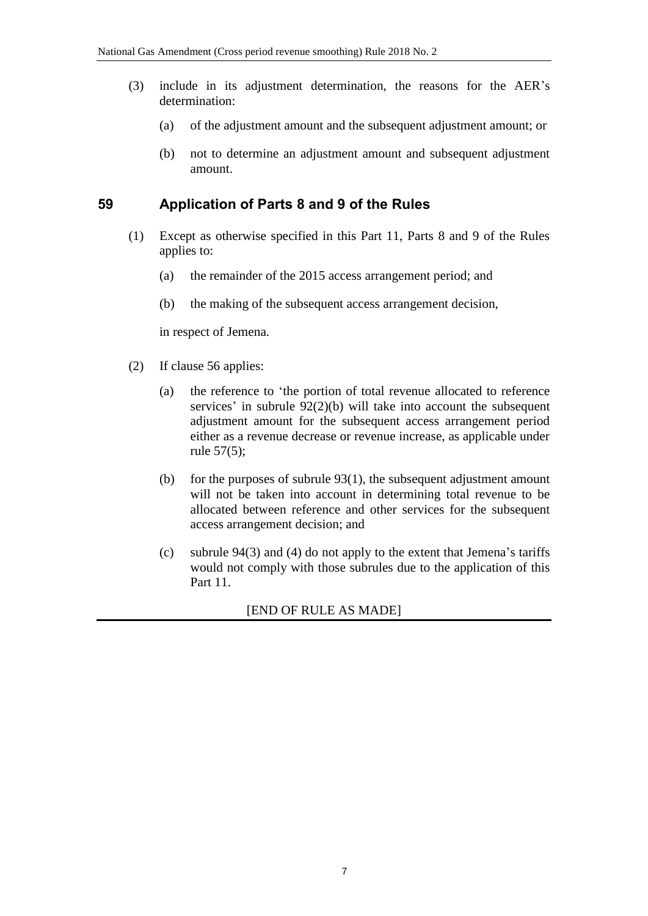(3) include in its adjustment determination, the reasons for the AER's determination:

(a) of the adjustment amount and the subsequent adjustment amount; or

(b) not to determine an adjustment amount and subsequent adjustment amount.

## 59 Application of Parts 8 and 9 of the Rules

(1) Except as otherwise specified in this Part 11, Parts 8 and 9 of the Rules applies to:

(a) the remainder of the 2015 access arrangement period; and

(b) the making of the subsequent access arrangement decision,

in respect of Jemena.

(2) If clause 56 applies:

(a) the reference to 'the portion of total revenue allocated to reference services' in subrule 92(2)(b) will take into account the subsequent adjustment amount for the subsequent access arrangement period either as a revenue decrease or revenue increase, as applicable under rule 57(5);

(b) for the purposes of subrule 93(1), the subsequent adjustment amount will not be taken into account in determining total revenue to be allocated between reference and other services for the subsequent access arrangement decision; and

(c) subrule 94(3) and (4) do not apply to the extent that Jemena's tariffs would not comply with those subrules due to the application of this Part 11.

[END OF RULE AS MADE]